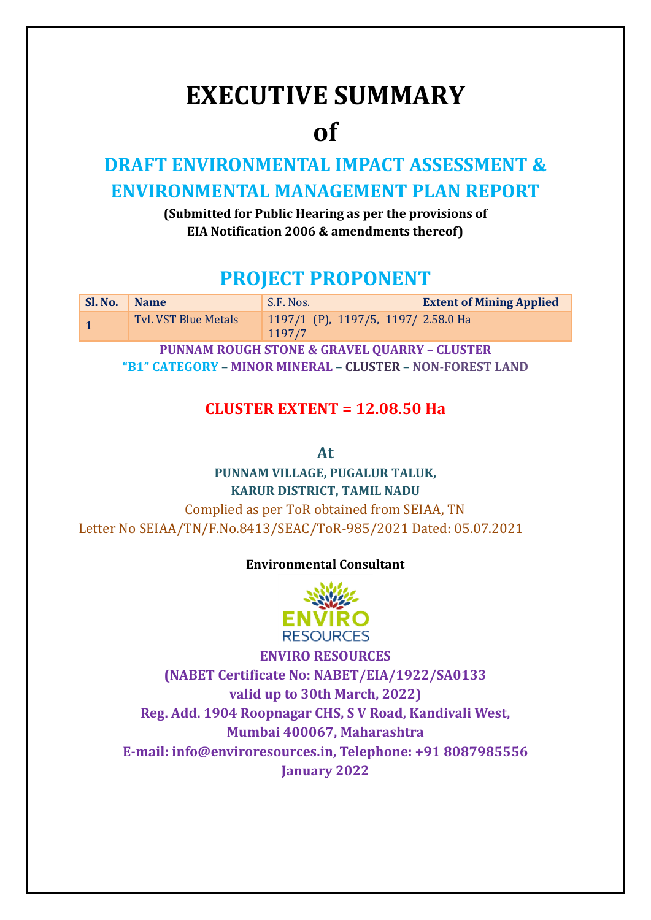# EXECUTIVE SUMMARY

# of

## DRAFT ENVIRONMENTAL IMPACT ASSESSMENT & ENVIRONMENTAL MANAGEMENT PLAN REPORT

**(Submitted for Public Hearing as per the provisions of EIA Notification 2006 & amendments thereof)**

## PROJECT PROPONENT

| Sl. No. | Name | S.F. Nos. | Extent of Mining Applied |
|---|---|---|---|
| 1 | Tvl. VST Blue Metals | 1197/1 (P), 1197/5, 1197/ 1197/7 | 2.58.0 Ha |

**PUNNAM ROUGH STONE & GRAVEL QUARRY – CLUSTER**

**"B1" CATEGORY – MINOR MINERAL – CLUSTER – NON-FOREST LAND**

**CLUSTER EXTENT = 12.08.50 Ha**

**At**

**PUNNAM VILLAGE, PUGALUR TALUK,**
**KARUR DISTRICT, TAMIL NADU**

Complied as per ToR obtained from SEIAA, TN
Letter No SEIAA/TN/F.No.8413/SEAC/ToR-985/2021 Dated: 05.07.2021

**Environmental Consultant**

**ENVIRO RESOURCES**
**(NABET Certificate No: NABET/EIA/1922/SA0133 valid up to 30th March, 2022)**
**Reg. Add. 1904 Roopnagar CHS, S V Road, Kandivali West, Mumbai 400067, Maharashtra**
**E-mail: info@enviroresources.in, Telephone: +91 8087985556**
**January 2022**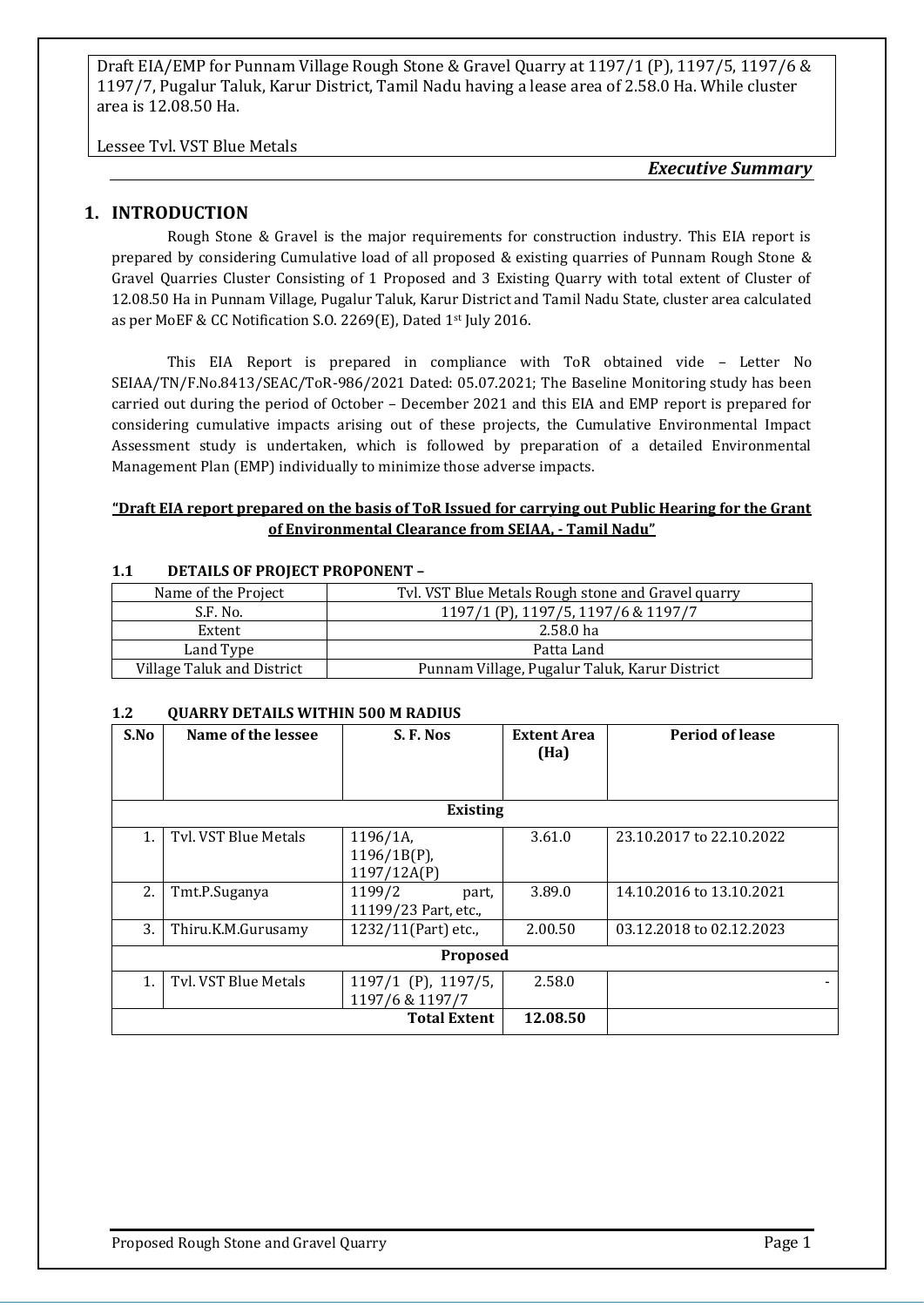# 1. INTRODUCTION

Rough Stone & Gravel is the major requirements for construction industry. This EIA report is prepared by considering Cumulative load of all proposed & existing quarries of Punnam Rough Stone & Gravel Quarries Cluster Consisting of 1 Proposed and 3 Existing Quarry with total extent of Cluster of 12.08.50 Ha in Punnam Village, Pugalur Taluk, Karur District and Tamil Nadu State, cluster area calculated as per MoEF & CC Notification S.O. 2269(E), Dated 1st July 2016.

This EIA Report is prepared in compliance with ToR obtained vide – Letter No SEIAA/TN/F.No.8413/SEAC/ToR-986/2021 Dated: 05.07.2021; The Baseline Monitoring study has been carried out during the period of October – December 2021 and this EIA and EMP report is prepared for considering cumulative impacts arising out of these projects, the Cumulative Environmental Impact Assessment study is undertaken, which is followed by preparation of a detailed Environmental Management Plan (EMP) individually to minimize those adverse impacts.

**"Draft EIA report prepared on the basis of ToR Issued for carrying out Public Hearing for the Grant of Environmental Clearance from SEIAA, - Tamil Nadu"**

## 1.1 DETAILS OF PROJECT PROPONENT –

| Name of the Project | Tvl. VST Blue Metals Rough stone and Gravel quarry |
|---|---|
| S.F. No. | 1197/1 (P), 1197/5, 1197/6 & 1197/7 |
| Extent | 2.58.0 ha |
| Land Type | Patta Land |
| Village Taluk and District | Punnam Village, Pugalur Taluk, Karur District |

## 1.2 QUARRY DETAILS WITHIN 500 M RADIUS

| S.No | Name of the lessee | S. F. Nos | Extent Area (Ha) | Period of lease |
|---|---|---|---|---|
| **Existing** | | | | |
| 1. | Tvl. VST Blue Metals | 1196/1A, 1196/1B(P), 1197/12A(P) | 3.61.0 | 23.10.2017 to 22.10.2022 |
| 2. | Tmt.P.Suganya | 1199/2 part, 11199/23 Part, etc., | 3.89.0 | 14.10.2016 to 13.10.2021 |
| 3. | Thiru.K.M.Gurusamy | 1232/11(Part) etc., | 2.00.50 | 03.12.2018 to 02.12.2023 |
| **Proposed** | | | | |
| 1. | Tvl. VST Blue Metals | 1197/1 (P), 1197/5, 1197/6 & 1197/7 | 2.58.0 | - |
| | | **Total Extent** | **12.08.50** | |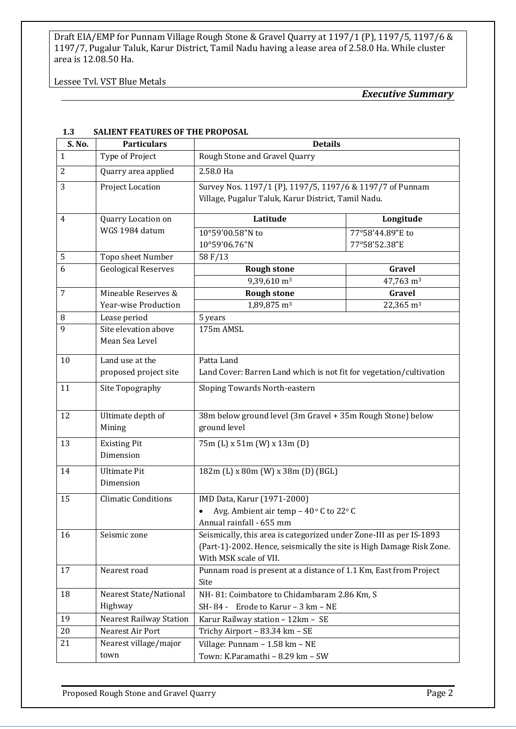### 1.3 SALIENT FEATURES OF THE PROPOSAL

| S. No. | Particulars | Details | |
|---|---|---|---|
| 1 | Type of Project | Rough Stone and Gravel Quarry | |
| 2 | Quarry area applied | 2.58.0 Ha | |
| 3 | Project Location | Survey Nos. 1197/1 (P), 1197/5, 1197/6 & 1197/7 of Punnam Village, Pugalur Taluk, Karur District, Tamil Nadu. | |
| 4 | Quarry Location on WGS 1984 datum | **Latitude** | **Longitude** |
| | | 10°59'00.58"N to 10°59'06.76"N | 77°58'44.89"E to 77°58'52.38"E |
| 5 | Topo sheet Number | 58 F/13 | |
| 6 | Geological Reserves | **Rough stone** | **Gravel** |
| | | 9,39,610 m$^3$ | 47,763 m$^3$ |
| 7 | Mineable Reserves & Year-wise Production | **Rough stone** | **Gravel** |
| | | 1,89,875 m$^3$ | 22,365 m$^3$ |
| 8 | Lease period | 5 years | |
| 9 | Site elevation above Mean Sea Level | 175m AMSL | |
| 10 | Land use at the proposed project site | Patta Land<br>Land Cover: Barren Land which is not fit for vegetation/cultivation | |
| 11 | Site Topography | Sloping Towards North-eastern | |
| 12 | Ultimate depth of Mining | 38m below ground level (3m Gravel + 35m Rough Stone) below ground level | |
| 13 | Existing Pit Dimension | 75m (L) x 51m (W) x 13m (D) | |
| 14 | Ultimate Pit Dimension | 182m (L) x 80m (W) x 38m (D) (BGL) | |
| 15 | Climatic Conditions | IMD Data, Karur (1971-2000)<br>• Avg. Ambient air temp – 40$^{o}$ C to 22$^{o}$ C<br>Annual rainfall - 655 mm | |
| 16 | Seismic zone | Seismically, this area is categorized under Zone-III as per IS-1893 (Part-1)-2002. Hence, seismically the site is High Damage Risk Zone. With MSK scale of VII. | |
| 17 | Nearest road | Punnam road is present at a distance of 1.1 Km, East from Project Site | |
| 18 | Nearest State/National Highway | NH- 81: Coimbatore to Chidambaram 2.86 Km, S<br>SH- 84 - Erode to Karur – 3 km – NE | |
| 19 | Nearest Railway Station | Karur Railway station – 12km – SE | |
| 20 | Nearest Air Port | Trichy Airport – 83.34 km – SE | |
| 21 | Nearest village/major town | Village: Punnam – 1.58 km – NE<br>Town: K.Paramathi – 8.29 km – SW | |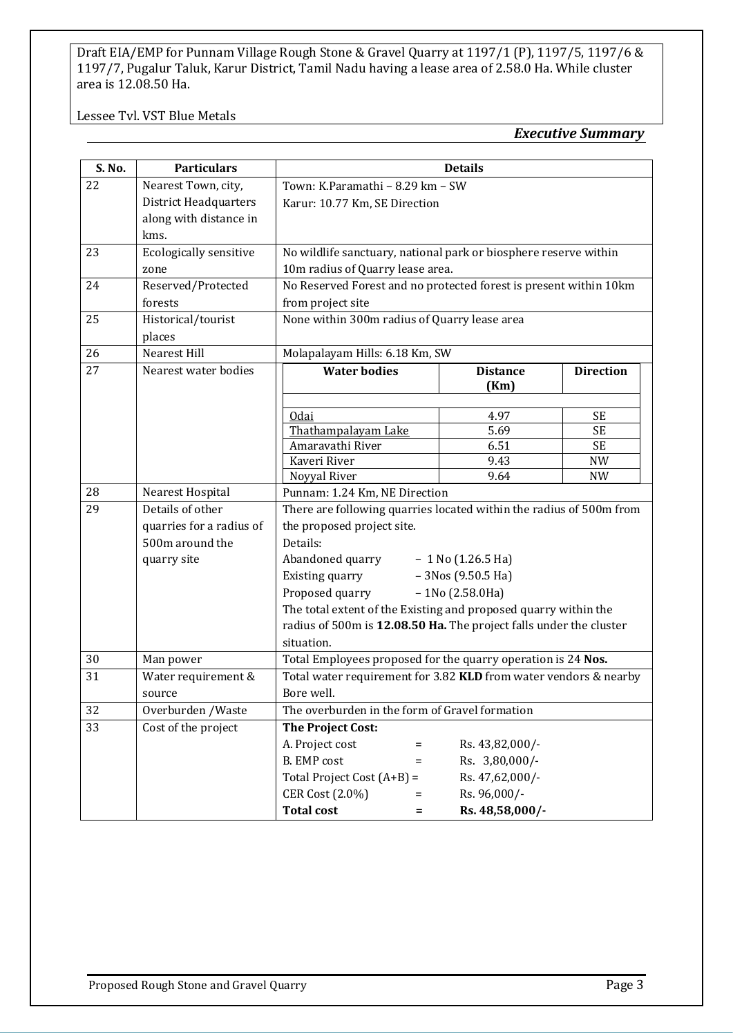## Executive Summary

| S. No. | Particulars | Details |
|---|---|---|
| 22 | Nearest Town, city, District Headquarters along with distance in kms. | Town: K.Paramathi – 8.29 km – SW<br>Karur: 10.77 Km, SE Direction |
| 23 | Ecologically sensitive zone | No wildlife sanctuary, national park or biosphere reserve within 10m radius of Quarry lease area. |
| 24 | Reserved/Protected forests | No Reserved Forest and no protected forest is present within 10km from project site |
| 25 | Historical/tourist places | None within 300m radius of Quarry lease area |
| 26 | Nearest Hill | Molapalayam Hills: 6.18 Km, SW |
| 27 | Nearest water bodies | **Water bodies** – **Distance (Km)** – **Direction**<br>Odai – 4.97 – SE<br>Thathampalayam Lake – 5.69 – SE<br>Amaravathi River – 6.51 – SE<br>Kaveri River – 9.43 – NW<br>Noyyal River – 9.64 – NW |
| 28 | Nearest Hospital | Punnam: 1.24 Km, NE Direction |
| 29 | Details of other quarries for a radius of 500m around the quarry site | There are following quarries located within the radius of 500m from the proposed project site.<br>Details:<br>Abandoned quarry – 1 No (1.26.5 Ha)<br>Existing quarry – 3Nos (9.50.5 Ha)<br>Proposed quarry – 1No (2.58.0Ha)<br>The total extent of the Existing and proposed quarry within the radius of 500m is **12.08.50 Ha.** The project falls under the cluster situation. |
| 30 | Man power | Total Employees proposed for the quarry operation is 24 **Nos.** |
| 31 | Water requirement & source | Total water requirement for 3.82 **KLD** from water vendors & nearby Bore well. |
| 32 | Overburden /Waste | The overburden in the form of Gravel formation |
| 33 | Cost of the project | **The Project Cost:**<br>A. Project cost = Rs. 43,82,000/-<br>B. EMP cost = Rs. 3,80,000/-<br>Total Project Cost (A+B) = Rs. 47,62,000/-<br>CER Cost (2.0%) = Rs. 96,000/-<br>**Total cost = Rs. 48,58,000/-** |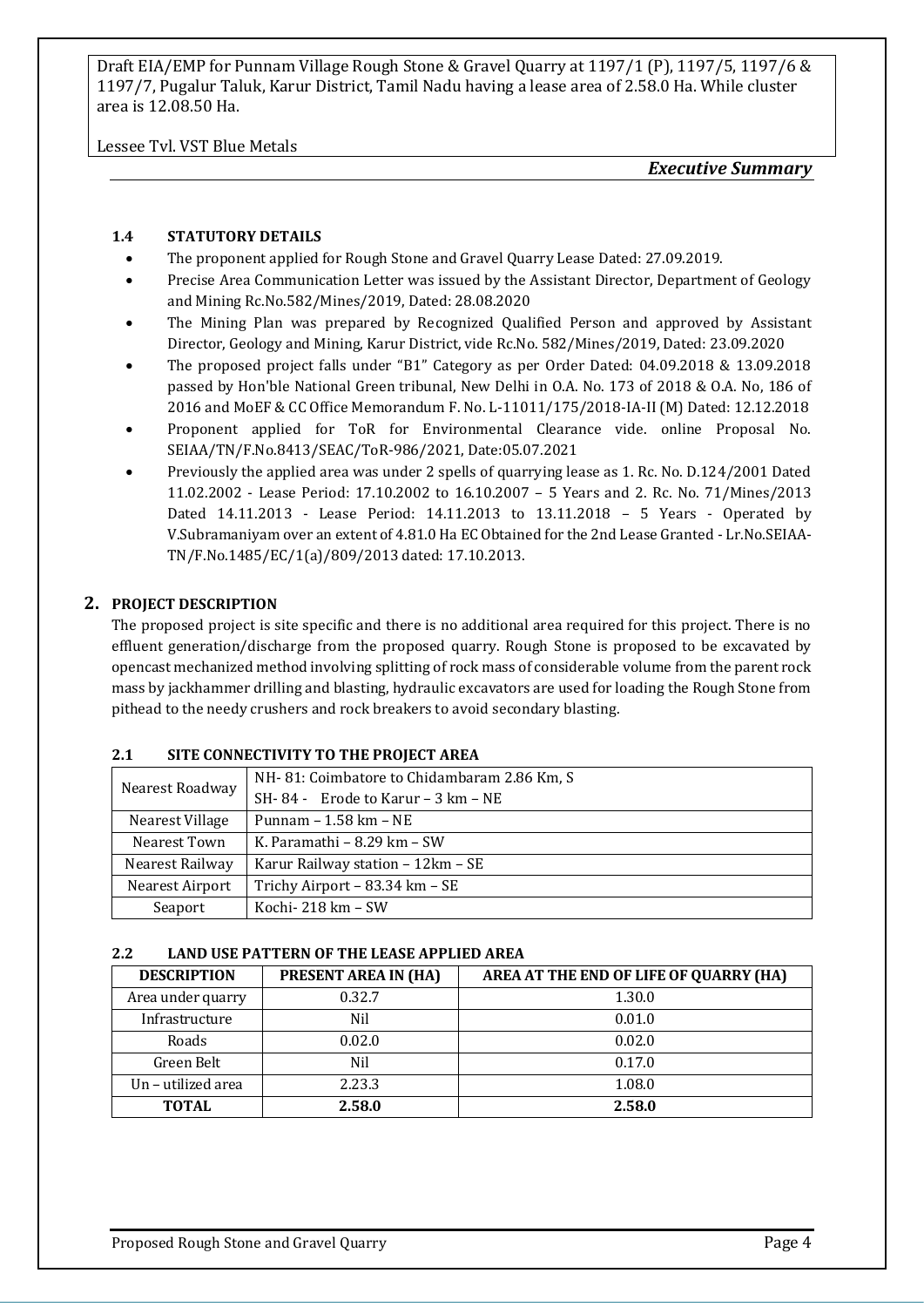### 1.4 STATUTORY DETAILS

- The proponent applied for Rough Stone and Gravel Quarry Lease Dated: 27.09.2019.
- Precise Area Communication Letter was issued by the Assistant Director, Department of Geology and Mining Rc.No.582/Mines/2019, Dated: 28.08.2020
- The Mining Plan was prepared by Recognized Qualified Person and approved by Assistant Director, Geology and Mining, Karur District, vide Rc.No. 582/Mines/2019, Dated: 23.09.2020
- The proposed project falls under "B1" Category as per Order Dated: 04.09.2018 & 13.09.2018 passed by Hon'ble National Green tribunal, New Delhi in O.A. No. 173 of 2018 & O.A. No, 186 of 2016 and MoEF & CC Office Memorandum F. No. L-11011/175/2018-IA-II (M) Dated: 12.12.2018
- Proponent applied for ToR for Environmental Clearance vide. online Proposal No. SEIAA/TN/F.No.8413/SEAC/ToR-986/2021, Date:05.07.2021
- Previously the applied area was under 2 spells of quarrying lease as 1. Rc. No. D.124/2001 Dated 11.02.2002 - Lease Period: 17.10.2002 to 16.10.2007 – 5 Years and 2. Rc. No. 71/Mines/2013 Dated 14.11.2013 - Lease Period: 14.11.2013 to 13.11.2018 – 5 Years - Operated by V.Subramaniyam over an extent of 4.81.0 Ha EC Obtained for the 2nd Lease Granted - Lr.No.SEIAA-TN/F.No.1485/EC/1(a)/809/2013 dated: 17.10.2013.

## 2. PROJECT DESCRIPTION

The proposed project is site specific and there is no additional area required for this project. There is no effluent generation/discharge from the proposed quarry. Rough Stone is proposed to be excavated by opencast mechanized method involving splitting of rock mass of considerable volume from the parent rock mass by jackhammer drilling and blasting, hydraulic excavators are used for loading the Rough Stone from pithead to the needy crushers and rock breakers to avoid secondary blasting.

### 2.1 SITE CONNECTIVITY TO THE PROJECT AREA

| | |
|---|---|
| Nearest Roadway | NH- 81: Coimbatore to Chidambaram 2.86 Km, S<br>SH- 84 - Erode to Karur – 3 km – NE |
| Nearest Village | Punnam – 1.58 km – NE |
| Nearest Town | K. Paramathi – 8.29 km – SW |
| Nearest Railway | Karur Railway station – 12km – SE |
| Nearest Airport | Trichy Airport – 83.34 km – SE |
| Seaport | Kochi- 218 km – SW |

### 2.2 LAND USE PATTERN OF THE LEASE APPLIED AREA

| DESCRIPTION | PRESENT AREA IN (HA) | AREA AT THE END OF LIFE OF QUARRY (HA) |
|---|---|---|
| Area under quarry | 0.32.7 | 1.30.0 |
| Infrastructure | Nil | 0.01.0 |
| Roads | 0.02.0 | 0.02.0 |
| Green Belt | Nil | 0.17.0 |
| Un – utilized area | 2.23.3 | 1.08.0 |
| **TOTAL** | **2.58.0** | **2.58.0** |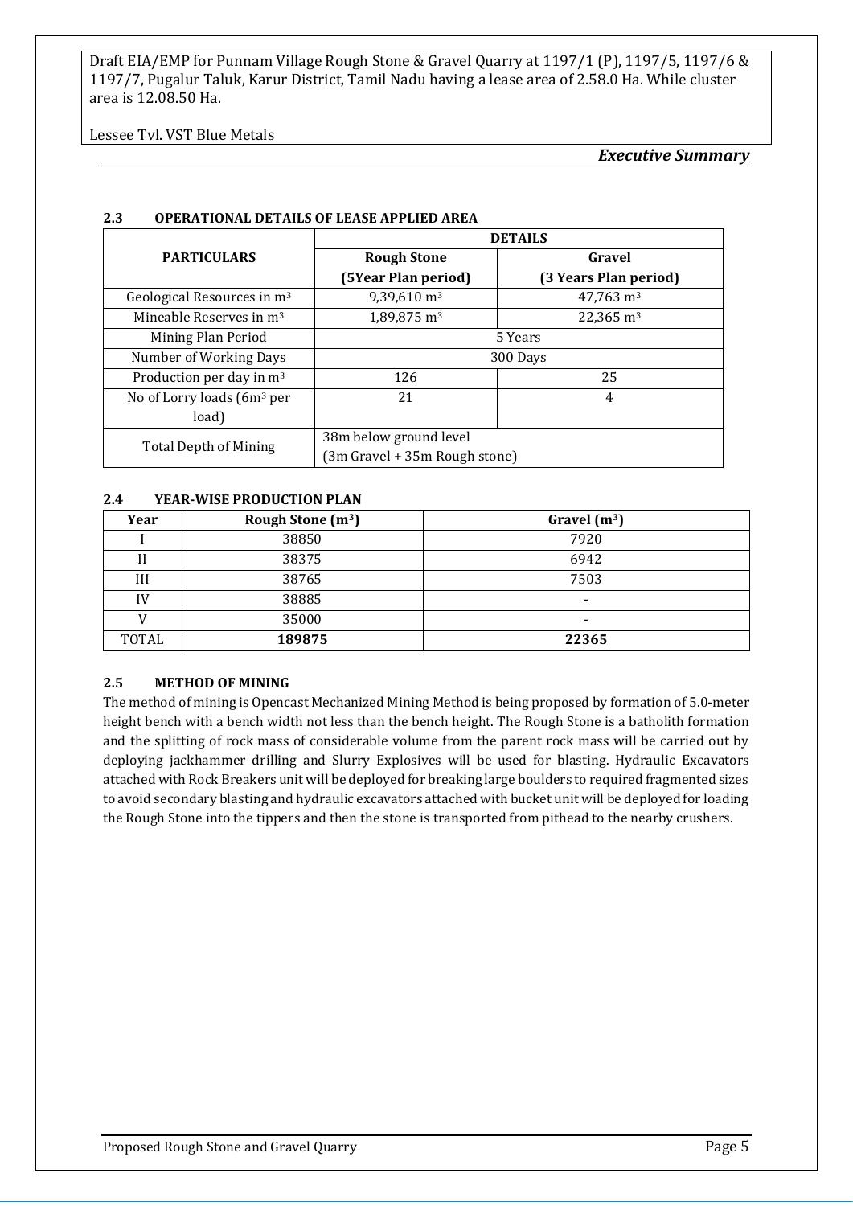### 2.3 OPERATIONAL DETAILS OF LEASE APPLIED AREA

| PARTICULARS | DETAILS | |
|---|---|---|
| | Rough Stone (5Year Plan period) | Gravel (3 Years Plan period) |
| Geological Resources in $m^3$ | 9,39,610 $m^3$ | 47,763 $m^3$ |
| Mineable Reserves in $m^3$ | 1,89,875 $m^3$ | 22,365 $m^3$ |
| Mining Plan Period | 5 Years | |
| Number of Working Days | 300 Days | |
| Production per day in $m^3$ | 126 | 25 |
| No of Lorry loads (6$m^3$ per load) | 21 | 4 |
| Total Depth of Mining | 38m below ground level (3m Gravel + 35m Rough stone) | |

### 2.4 YEAR-WISE PRODUCTION PLAN

| Year | Rough Stone ($m^3$) | Gravel ($m^3$) |
|---|---|---|
| I | 38850 | 7920 |
| II | 38375 | 6942 |
| III | 38765 | 7503 |
| IV | 38885 | - |
| V | 35000 | - |
| TOTAL | **189875** | **22365** |

### 2.5 METHOD OF MINING

The method of mining is Opencast Mechanized Mining Method is being proposed by formation of 5.0-meter height bench with a bench width not less than the bench height. The Rough Stone is a batholith formation and the splitting of rock mass of considerable volume from the parent rock mass will be carried out by deploying jackhammer drilling and Slurry Explosives will be used for blasting. Hydraulic Excavators attached with Rock Breakers unit will be deployed for breaking large boulders to required fragmented sizes to avoid secondary blasting and hydraulic excavators attached with bucket unit will be deployed for loading the Rough Stone into the tippers and then the stone is transported from pithead to the nearby crushers.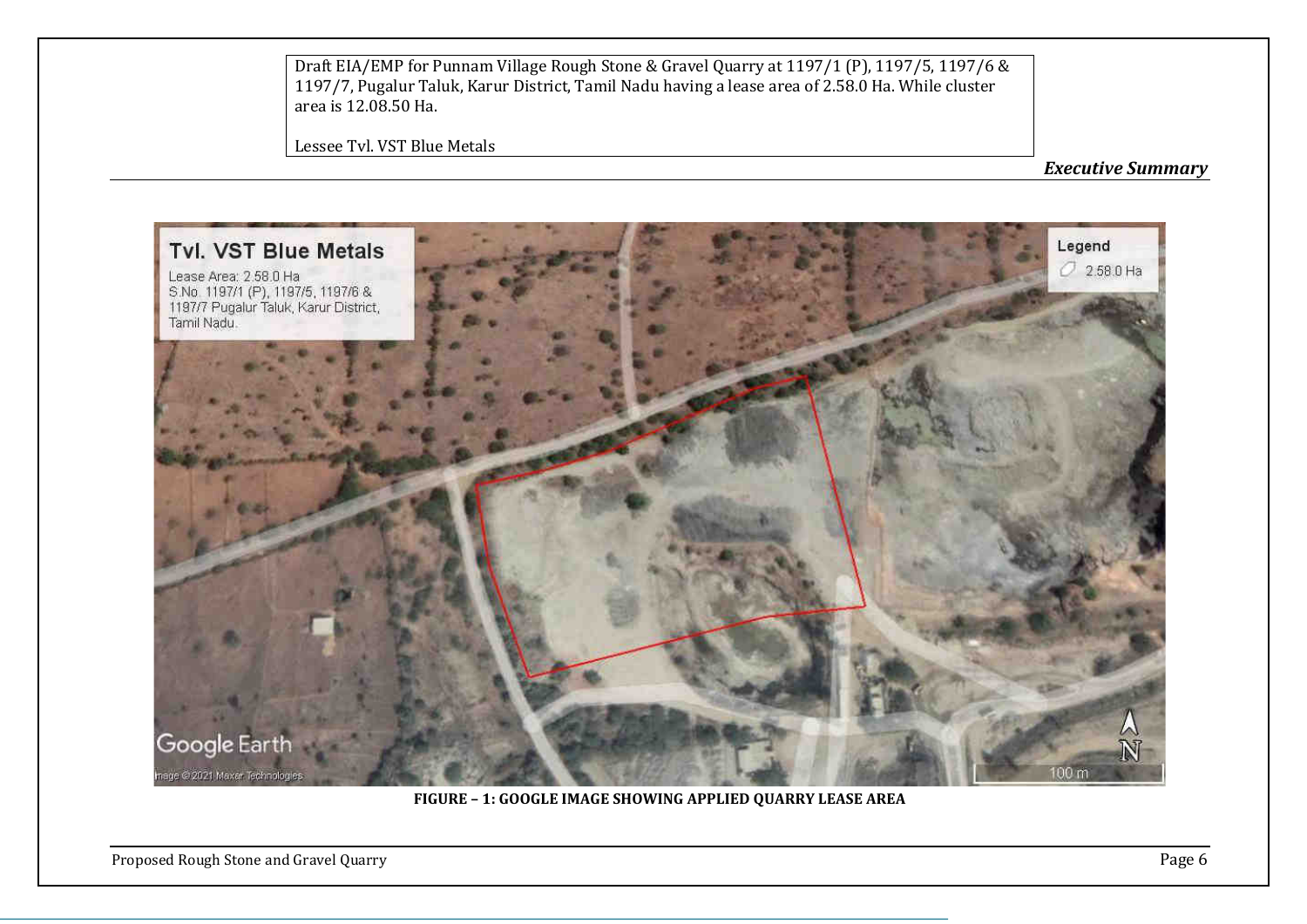FIGURE – 1: GOOGLE IMAGE SHOWING APPLIED QUARRY LEASE AREA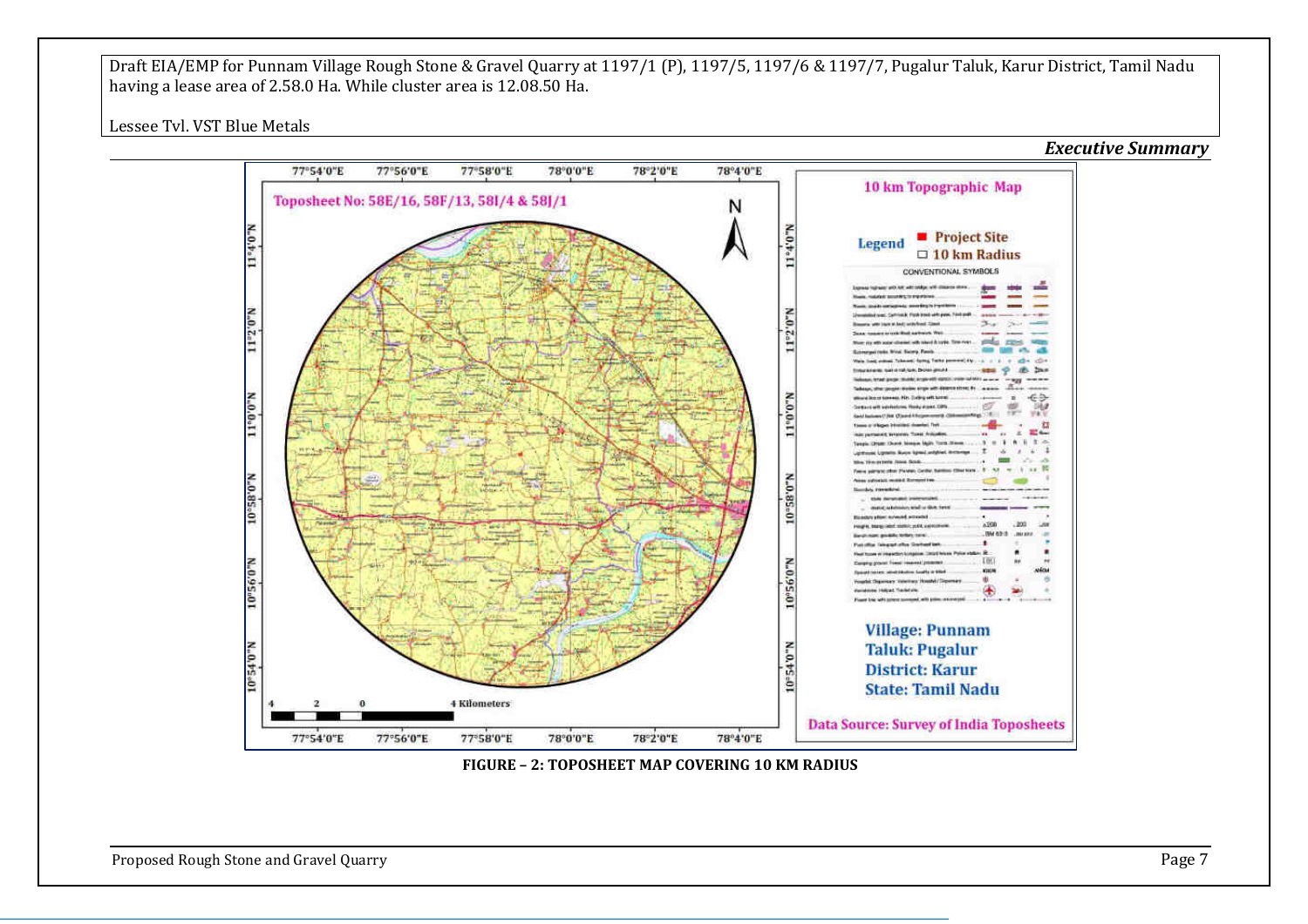FIGURE – 2: TOPOSHEET MAP COVERING 10 KM RADIUS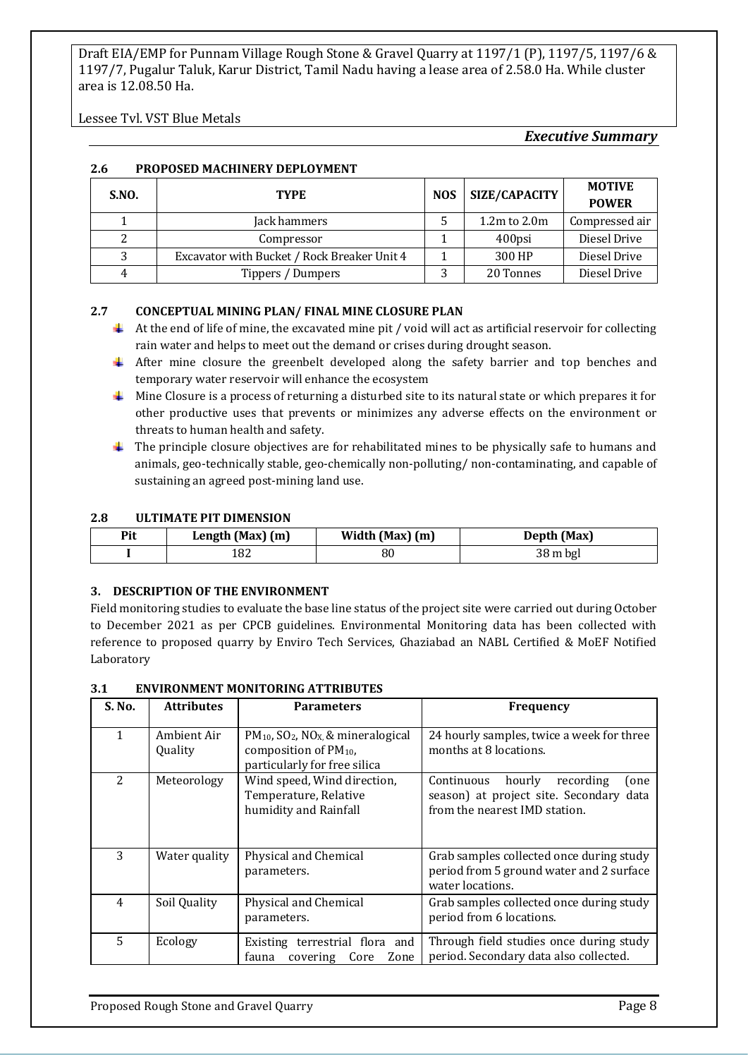### 2.6 PROPOSED MACHINERY DEPLOYMENT

| S.NO. | TYPE | NOS | SIZE/CAPACITY | MOTIVE POWER |
|---|---|---|---|---|
| 1 | Jack hammers | 5 | 1.2m to 2.0m | Compressed air |
| 2 | Compressor | 1 | 400psi | Diesel Drive |
| 3 | Excavator with Bucket / Rock Breaker Unit 4 | 1 | 300 HP | Diesel Drive |
| 4 | Tippers / Dumpers | 3 | 20 Tonnes | Diesel Drive |

### 2.7 CONCEPTUAL MINING PLAN/ FINAL MINE CLOSURE PLAN

- At the end of life of mine, the excavated mine pit / void will act as artificial reservoir for collecting rain water and helps to meet out the demand or crises during drought season.
- After mine closure the greenbelt developed along the safety barrier and top benches and temporary water reservoir will enhance the ecosystem
- Mine Closure is a process of returning a disturbed site to its natural state or which prepares it for other productive uses that prevents or minimizes any adverse effects on the environment or threats to human health and safety.
- The principle closure objectives are for rehabilitated mines to be physically safe to humans and animals, geo-technically stable, geo-chemically non-polluting/ non-contaminating, and capable of sustaining an agreed post-mining land use.

### 2.8 ULTIMATE PIT DIMENSION

| Pit | Length (Max) (m) | Width (Max) (m) | Depth (Max) |
|---|---|---|---|
| I | 182 | 80 | 38 m bgl |

## 3. DESCRIPTION OF THE ENVIRONMENT

Field monitoring studies to evaluate the base line status of the project site were carried out during October to December 2021 as per CPCB guidelines. Environmental Monitoring data has been collected with reference to proposed quarry by Enviro Tech Services, Ghaziabad an NABL Certified & MoEF Notified Laboratory

### 3.1 ENVIRONMENT MONITORING ATTRIBUTES

| S. No. | Attributes | Parameters | Frequency |
|---|---|---|---|
| 1 | Ambient Air Quality | $PM_{10}$, $SO_2$, $NO_X$ & mineralogical composition of $PM_{10}$, particularly for free silica | 24 hourly samples, twice a week for three months at 8 locations. |
| 2 | Meteorology | Wind speed, Wind direction, Temperature, Relative humidity and Rainfall | Continuous hourly recording (one season) at project site. Secondary data from the nearest IMD station. |
| 3 | Water quality | Physical and Chemical parameters. | Grab samples collected once during study period from 5 ground water and 2 surface water locations. |
| 4 | Soil Quality | Physical and Chemical parameters. | Grab samples collected once during study period from 6 locations. |
| 5 | Ecology | Existing terrestrial flora and fauna covering Core Zone | Through field studies once during study period. Secondary data also collected. |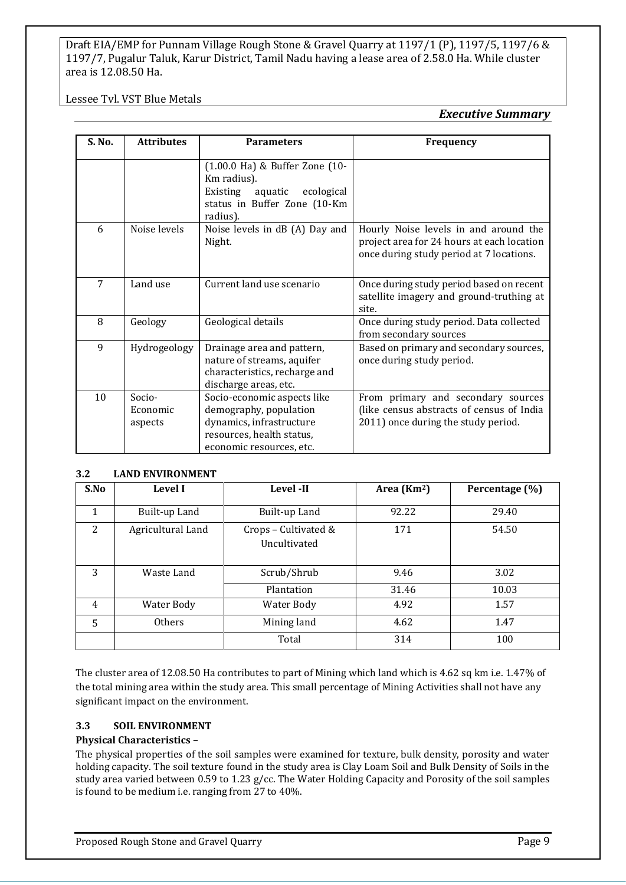| S. No. | Attributes | Parameters | Frequency |
|---|---|---|---|
| | | (1.00.0 Ha) & Buffer Zone (10-Km radius). Existing aquatic ecological status in Buffer Zone (10-Km radius). | |
| 6 | Noise levels | Noise levels in dB (A) Day and Night. | Hourly Noise levels in and around the project area for 24 hours at each location once during study period at 7 locations. |
| 7 | Land use | Current land use scenario | Once during study period based on recent satellite imagery and ground-truthing at site. |
| 8 | Geology | Geological details | Once during study period. Data collected from secondary sources |
| 9 | Hydrogeology | Drainage area and pattern, nature of streams, aquifer characteristics, recharge and discharge areas, etc. | Based on primary and secondary sources, once during study period. |
| 10 | Socio-Economic aspects | Socio-economic aspects like demography, population dynamics, infrastructure resources, health status, economic resources, etc. | From primary and secondary sources (like census abstracts of census of India 2011) once during the study period. |

### 3.2 LAND ENVIRONMENT

| S.No | Level I | Level -II | Area (Km²) | Percentage (%) |
|---|---|---|---|---|
| 1 | Built-up Land | Built-up Land | 92.22 | 29.40 |
| 2 | Agricultural Land | Crops – Cultivated & Uncultivated | 171 | 54.50 |
| 3 | Waste Land | Scrub/Shrub | 9.46 | 3.02 |
| | | Plantation | 31.46 | 10.03 |
| 4 | Water Body | Water Body | 4.92 | 1.57 |
| 5 | Others | Mining land | 4.62 | 1.47 |
| | | Total | 314 | 100 |

The cluster area of 12.08.50 Ha contributes to part of Mining which land which is 4.62 sq km i.e. 1.47% of the total mining area within the study area. This small percentage of Mining Activities shall not have any significant impact on the environment.

### 3.3 SOIL ENVIRONMENT

**Physical Characteristics –**

The physical properties of the soil samples were examined for texture, bulk density, porosity and water holding capacity. The soil texture found in the study area is Clay Loam Soil and Bulk Density of Soils in the study area varied between 0.59 to 1.23 g/cc. The Water Holding Capacity and Porosity of the soil samples is found to be medium i.e. ranging from 27 to 40%.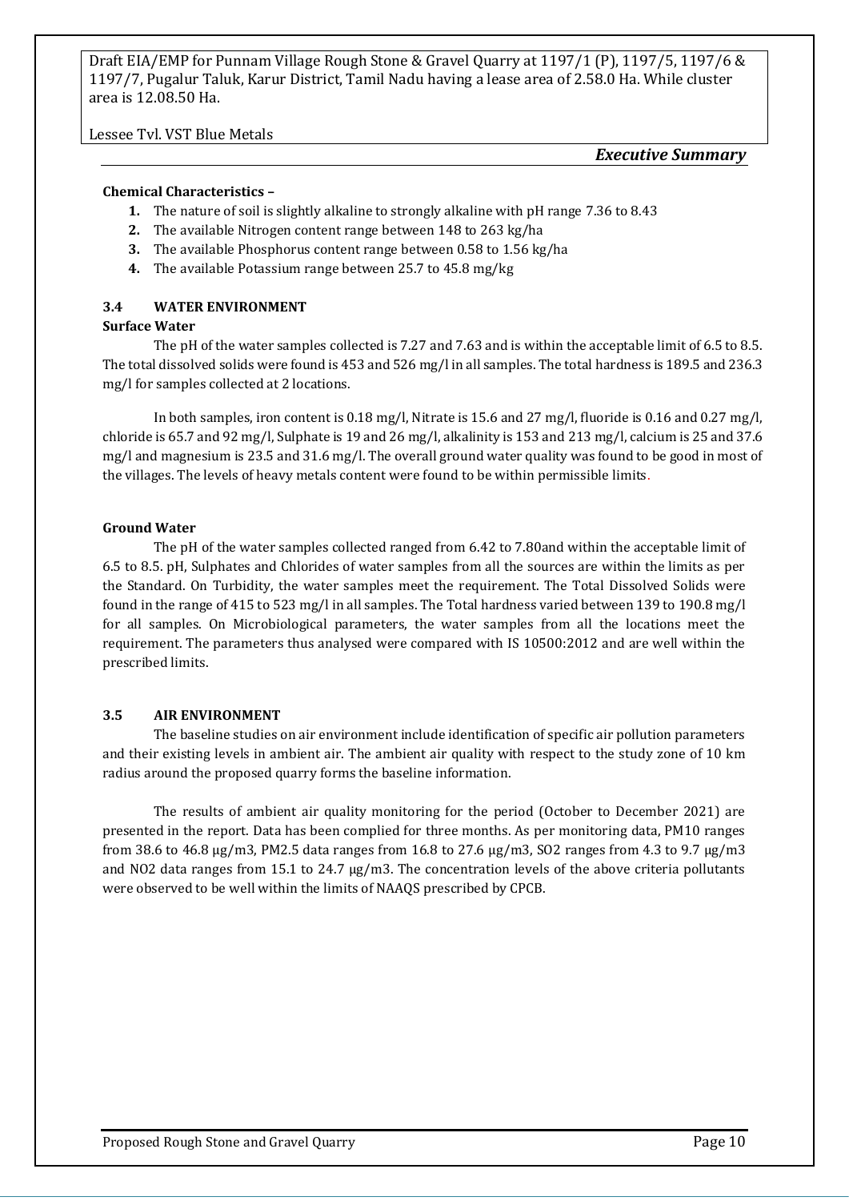**Chemical Characteristics –**

1. The nature of soil is slightly alkaline to strongly alkaline with pH range 7.36 to 8.43
2. The available Nitrogen content range between 148 to 263 kg/ha
3. The available Phosphorus content range between 0.58 to 1.56 kg/ha
4. The available Potassium range between 25.7 to 45.8 mg/kg

### 3.4 WATER ENVIRONMENT

**Surface Water**

The pH of the water samples collected is 7.27 and 7.63 and is within the acceptable limit of 6.5 to 8.5. The total dissolved solids were found is 453 and 526 mg/l in all samples. The total hardness is 189.5 and 236.3 mg/l for samples collected at 2 locations.

In both samples, iron content is 0.18 mg/l, Nitrate is 15.6 and 27 mg/l, fluoride is 0.16 and 0.27 mg/l, chloride is 65.7 and 92 mg/l, Sulphate is 19 and 26 mg/l, alkalinity is 153 and 213 mg/l, calcium is 25 and 37.6 mg/l and magnesium is 23.5 and 31.6 mg/l. The overall ground water quality was found to be good in most of the villages. The levels of heavy metals content were found to be within permissible limits.

**Ground Water**

The pH of the water samples collected ranged from 6.42 to 7.80and within the acceptable limit of 6.5 to 8.5. pH, Sulphates and Chlorides of water samples from all the sources are within the limits as per the Standard. On Turbidity, the water samples meet the requirement. The Total Dissolved Solids were found in the range of 415 to 523 mg/l in all samples. The Total hardness varied between 139 to 190.8 mg/l for all samples. On Microbiological parameters, the water samples from all the locations meet the requirement. The parameters thus analysed were compared with IS 10500:2012 and are well within the prescribed limits.

### 3.5 AIR ENVIRONMENT

The baseline studies on air environment include identification of specific air pollution parameters and their existing levels in ambient air. The ambient air quality with respect to the study zone of 10 km radius around the proposed quarry forms the baseline information.

The results of ambient air quality monitoring for the period (October to December 2021) are presented in the report. Data has been complied for three months. As per monitoring data, $PM_{10}$ ranges from 38.6 to 46.8 μg/m3, $PM_{2.5}$ data ranges from 16.8 to 27.6 μg/m3, $SO_2$ ranges from 4.3 to 9.7 μg/m3 and $NO_2$ data ranges from 15.1 to 24.7 μg/m3. The concentration levels of the above criteria pollutants were observed to be well within the limits of NAAQS prescribed by CPCB.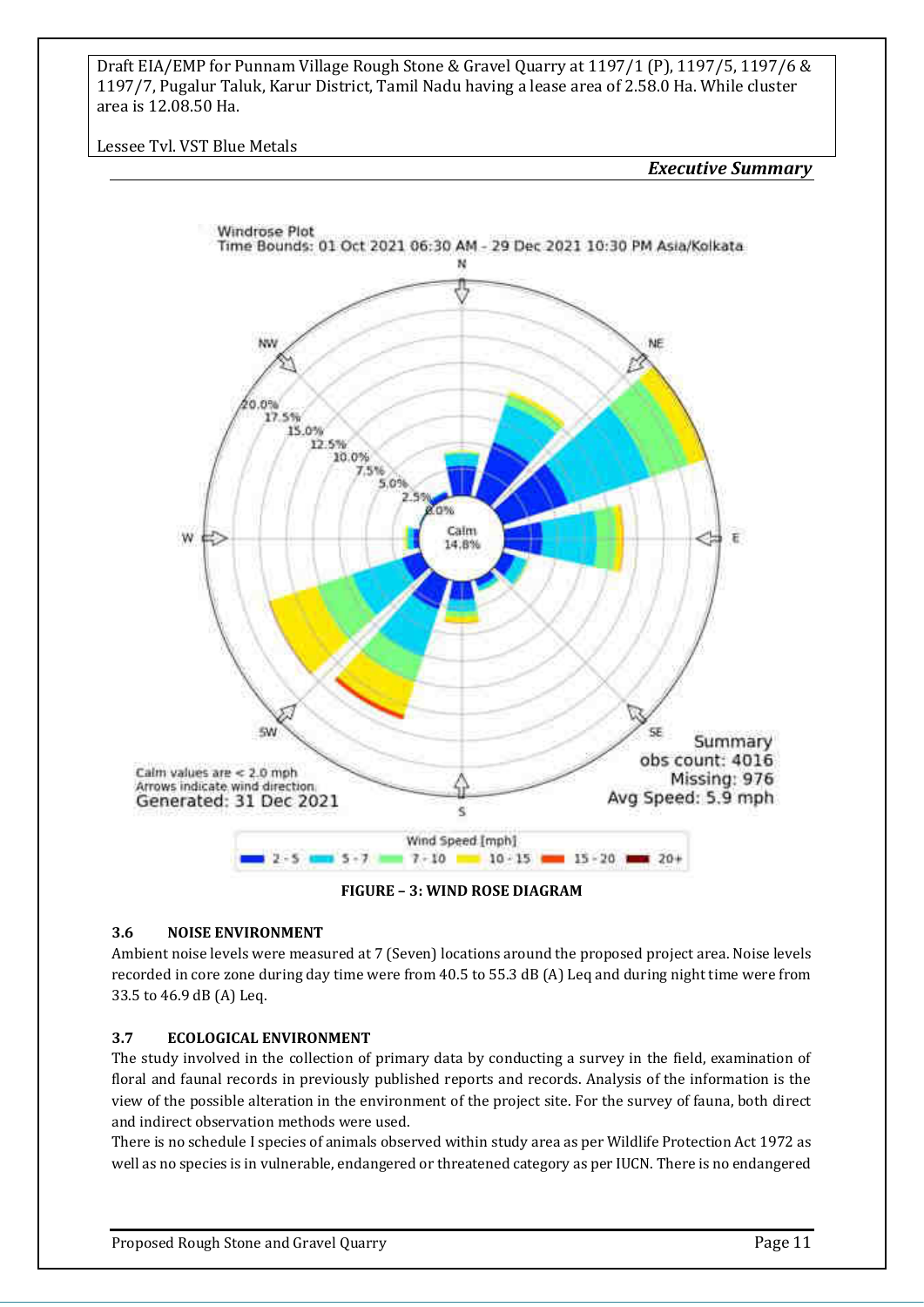FIGURE – 3: WIND ROSE DIAGRAM

### 3.6 NOISE ENVIRONMENT

Ambient noise levels were measured at 7 (Seven) locations around the proposed project area. Noise levels recorded in core zone during day time were from 40.5 to 55.3 dB (A) Leq and during night time were from 33.5 to 46.9 dB (A) Leq.

### 3.7 ECOLOGICAL ENVIRONMENT

The study involved in the collection of primary data by conducting a survey in the field, examination of floral and faunal records in previously published reports and records. Analysis of the information is the view of the possible alteration in the environment of the project site. For the survey of fauna, both direct and indirect observation methods were used.

There is no schedule I species of animals observed within study area as per Wildlife Protection Act 1972 as well as no species is in vulnerable, endangered or threatened category as per IUCN. There is no endangered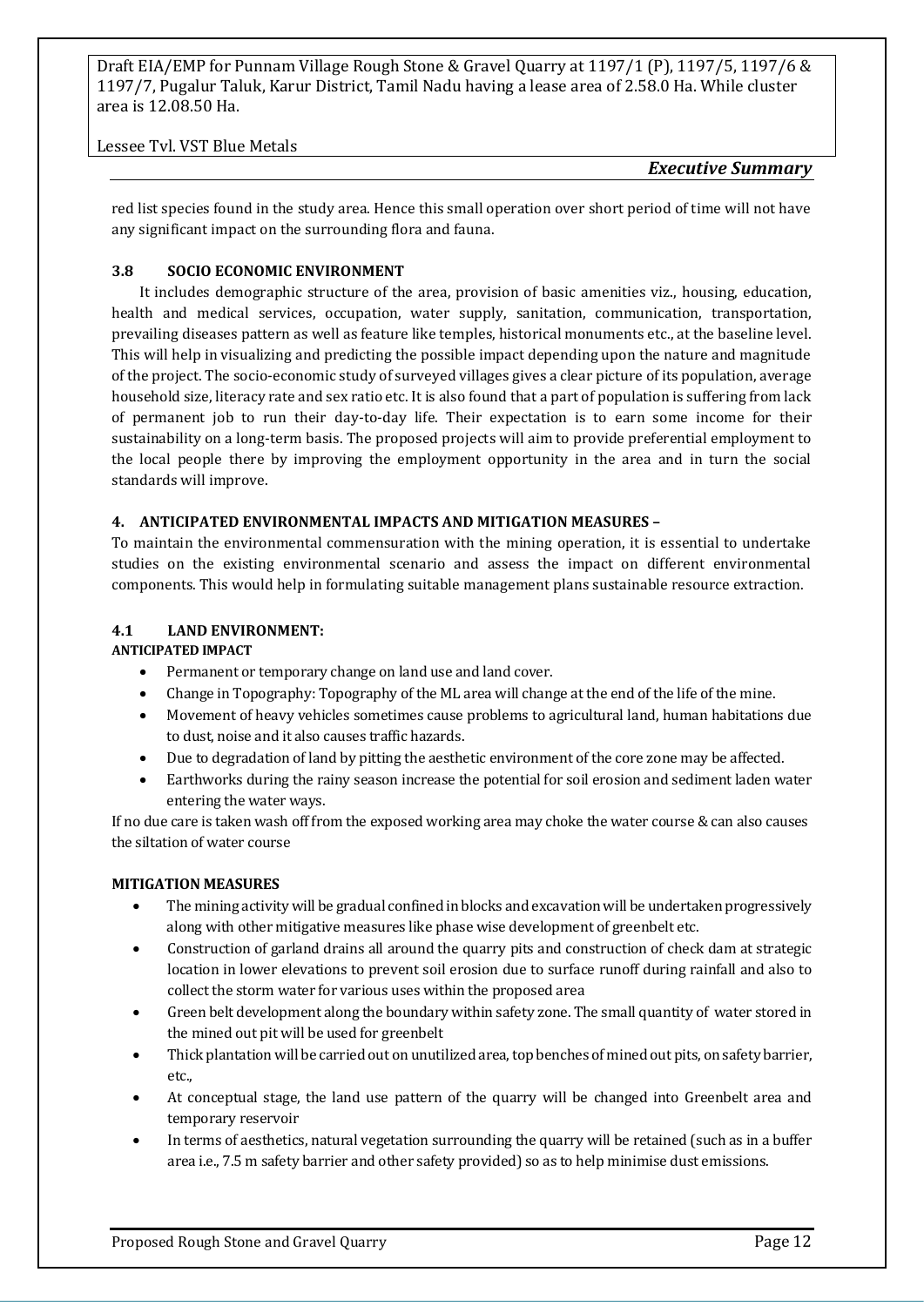red list species found in the study area. Hence this small operation over short period of time will not have any significant impact on the surrounding flora and fauna.

### 3.8 SOCIO ECONOMIC ENVIRONMENT

It includes demographic structure of the area, provision of basic amenities viz., housing, education, health and medical services, occupation, water supply, sanitation, communication, transportation, prevailing diseases pattern as well as feature like temples, historical monuments etc., at the baseline level. This will help in visualizing and predicting the possible impact depending upon the nature and magnitude of the project. The socio-economic study of surveyed villages gives a clear picture of its population, average household size, literacy rate and sex ratio etc. It is also found that a part of population is suffering from lack of permanent job to run their day-to-day life. Their expectation is to earn some income for their sustainability on a long-term basis. The proposed projects will aim to provide preferential employment to the local people there by improving the employment opportunity in the area and in turn the social standards will improve.

## 4. ANTICIPATED ENVIRONMENTAL IMPACTS AND MITIGATION MEASURES –

To maintain the environmental commensuration with the mining operation, it is essential to undertake studies on the existing environmental scenario and assess the impact on different environmental components. This would help in formulating suitable management plans sustainable resource extraction.

### 4.1 LAND ENVIRONMENT:

**ANTICIPATED IMPACT**

- Permanent or temporary change on land use and land cover.
- Change in Topography: Topography of the ML area will change at the end of the life of the mine.
- Movement of heavy vehicles sometimes cause problems to agricultural land, human habitations due to dust, noise and it also causes traffic hazards.
- Due to degradation of land by pitting the aesthetic environment of the core zone may be affected.
- Earthworks during the rainy season increase the potential for soil erosion and sediment laden water entering the water ways.

If no due care is taken wash off from the exposed working area may choke the water course & can also causes the siltation of water course

**MITIGATION MEASURES**

- The mining activity will be gradual confined in blocks and excavation will be undertaken progressively along with other mitigative measures like phase wise development of greenbelt etc.
- Construction of garland drains all around the quarry pits and construction of check dam at strategic location in lower elevations to prevent soil erosion due to surface runoff during rainfall and also to collect the storm water for various uses within the proposed area
- Green belt development along the boundary within safety zone. The small quantity of water stored in the mined out pit will be used for greenbelt
- Thick plantation will be carried out on unutilized area, top benches of mined out pits, on safety barrier, etc.,
- At conceptual stage, the land use pattern of the quarry will be changed into Greenbelt area and temporary reservoir
- In terms of aesthetics, natural vegetation surrounding the quarry will be retained (such as in a buffer area i.e., 7.5 m safety barrier and other safety provided) so as to help minimise dust emissions.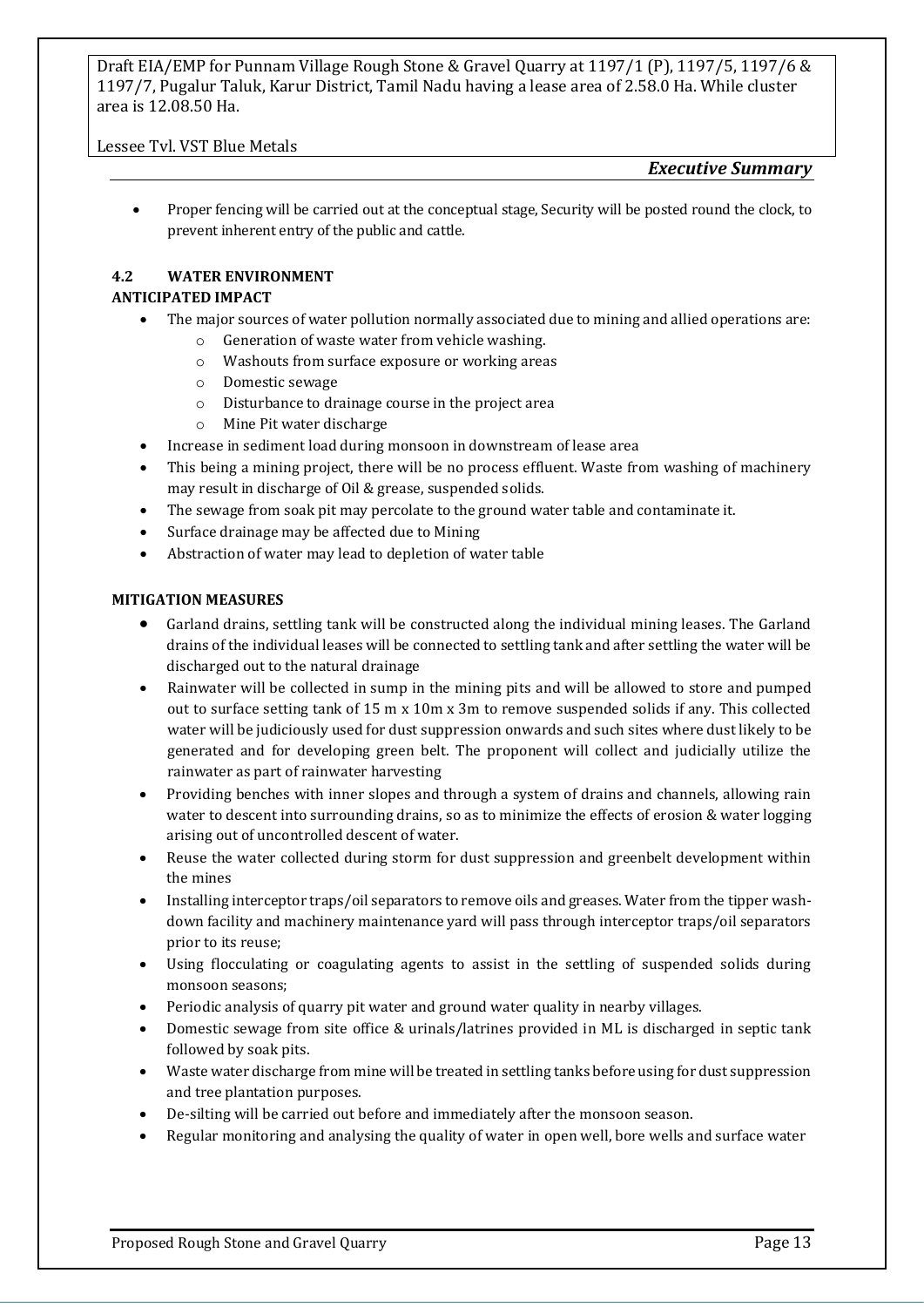- Proper fencing will be carried out at the conceptual stage, Security will be posted round the clock, to prevent inherent entry of the public and cattle.

### 4.2 WATER ENVIRONMENT

**ANTICIPATED IMPACT**

- The major sources of water pollution normally associated due to mining and allied operations are:
  - Generation of waste water from vehicle washing.
  - Washouts from surface exposure or working areas
  - Domestic sewage
  - Disturbance to drainage course in the project area
  - Mine Pit water discharge
- Increase in sediment load during monsoon in downstream of lease area
- This being a mining project, there will be no process effluent. Waste from washing of machinery may result in discharge of Oil & grease, suspended solids.
- The sewage from soak pit may percolate to the ground water table and contaminate it.
- Surface drainage may be affected due to Mining
- Abstraction of water may lead to depletion of water table

**MITIGATION MEASURES**

- Garland drains, settling tank will be constructed along the individual mining leases. The Garland drains of the individual leases will be connected to settling tank and after settling the water will be discharged out to the natural drainage
- Rainwater will be collected in sump in the mining pits and will be allowed to store and pumped out to surface setting tank of 15 m x 10m x 3m to remove suspended solids if any. This collected water will be judiciously used for dust suppression onwards and such sites where dust likely to be generated and for developing green belt. The proponent will collect and judicially utilize the rainwater as part of rainwater harvesting
- Providing benches with inner slopes and through a system of drains and channels, allowing rain water to descent into surrounding drains, so as to minimize the effects of erosion & water logging arising out of uncontrolled descent of water.
- Reuse the water collected during storm for dust suppression and greenbelt development within the mines
- Installing interceptor traps/oil separators to remove oils and greases. Water from the tipper wash-down facility and machinery maintenance yard will pass through interceptor traps/oil separators prior to its reuse;
- Using flocculating or coagulating agents to assist in the settling of suspended solids during monsoon seasons;
- Periodic analysis of quarry pit water and ground water quality in nearby villages.
- Domestic sewage from site office & urinals/latrines provided in ML is discharged in septic tank followed by soak pits.
- Waste water discharge from mine will be treated in settling tanks before using for dust suppression and tree plantation purposes.
- De-silting will be carried out before and immediately after the monsoon season.
- Regular monitoring and analysing the quality of water in open well, bore wells and surface water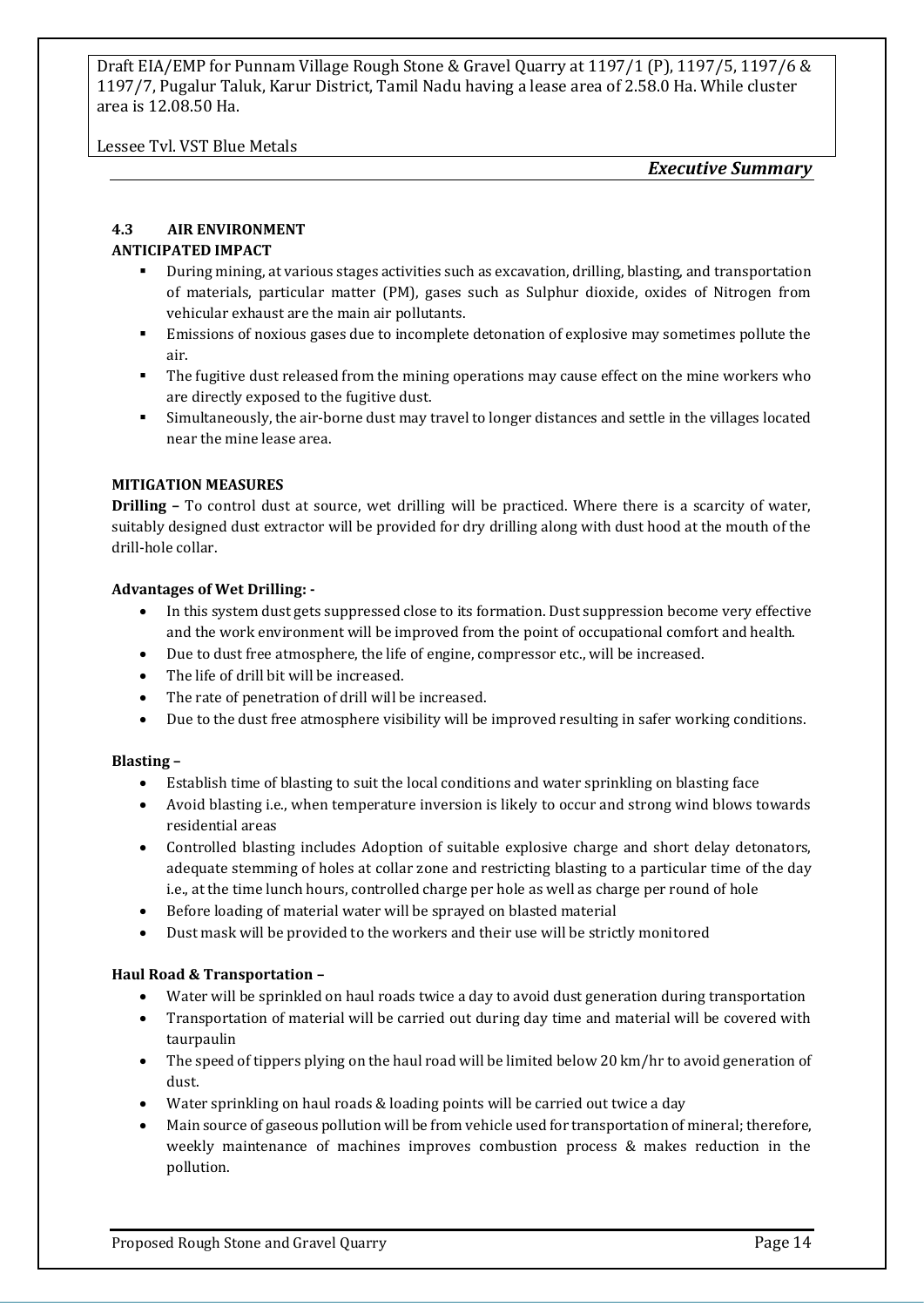### 4.3 AIR ENVIRONMENT

**ANTICIPATED IMPACT**

- During mining, at various stages activities such as excavation, drilling, blasting, and transportation of materials, particular matter (PM), gases such as Sulphur dioxide, oxides of Nitrogen from vehicular exhaust are the main air pollutants.
- Emissions of noxious gases due to incomplete detonation of explosive may sometimes pollute the air.
- The fugitive dust released from the mining operations may cause effect on the mine workers who are directly exposed to the fugitive dust.
- Simultaneously, the air-borne dust may travel to longer distances and settle in the villages located near the mine lease area.

**MITIGATION MEASURES**

**Drilling –** To control dust at source, wet drilling will be practiced. Where there is a scarcity of water, suitably designed dust extractor will be provided for dry drilling along with dust hood at the mouth of the drill-hole collar.

**Advantages of Wet Drilling: -**

- In this system dust gets suppressed close to its formation. Dust suppression become very effective and the work environment will be improved from the point of occupational comfort and health.
- Due to dust free atmosphere, the life of engine, compressor etc., will be increased.
- The life of drill bit will be increased.
- The rate of penetration of drill will be increased.
- Due to the dust free atmosphere visibility will be improved resulting in safer working conditions.

**Blasting –**

- Establish time of blasting to suit the local conditions and water sprinkling on blasting face
- Avoid blasting i.e., when temperature inversion is likely to occur and strong wind blows towards residential areas
- Controlled blasting includes Adoption of suitable explosive charge and short delay detonators, adequate stemming of holes at collar zone and restricting blasting to a particular time of the day i.e., at the time lunch hours, controlled charge per hole as well as charge per round of hole
- Before loading of material water will be sprayed on blasted material
- Dust mask will be provided to the workers and their use will be strictly monitored

**Haul Road & Transportation –**

- Water will be sprinkled on haul roads twice a day to avoid dust generation during transportation
- Transportation of material will be carried out during day time and material will be covered with taurpaulin
- The speed of tippers plying on the haul road will be limited below 20 km/hr to avoid generation of dust.
- Water sprinkling on haul roads & loading points will be carried out twice a day
- Main source of gaseous pollution will be from vehicle used for transportation of mineral; therefore, weekly maintenance of machines improves combustion process & makes reduction in the pollution.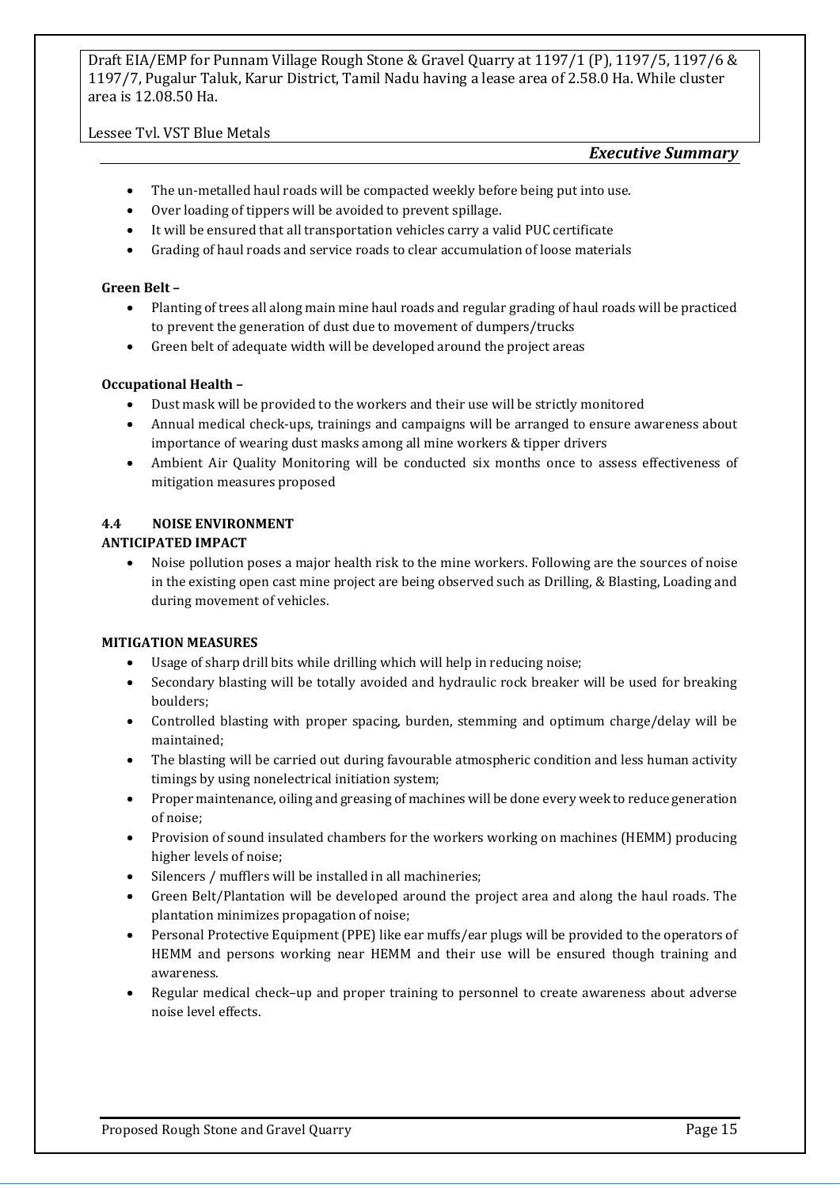- The un-metalled haul roads will be compacted weekly before being put into use.
- Over loading of tippers will be avoided to prevent spillage.
- It will be ensured that all transportation vehicles carry a valid PUC certificate
- Grading of haul roads and service roads to clear accumulation of loose materials

**Green Belt –**

- Planting of trees all along main mine haul roads and regular grading of haul roads will be practiced to prevent the generation of dust due to movement of dumpers/trucks
- Green belt of adequate width will be developed around the project areas

**Occupational Health –**

- Dust mask will be provided to the workers and their use will be strictly monitored
- Annual medical check-ups, trainings and campaigns will be arranged to ensure awareness about importance of wearing dust masks among all mine workers & tipper drivers
- Ambient Air Quality Monitoring will be conducted six months once to assess effectiveness of mitigation measures proposed

### 4.4 NOISE ENVIRONMENT

**ANTICIPATED IMPACT**

- Noise pollution poses a major health risk to the mine workers. Following are the sources of noise in the existing open cast mine project are being observed such as Drilling, & Blasting, Loading and during movement of vehicles.

**MITIGATION MEASURES**

- Usage of sharp drill bits while drilling which will help in reducing noise;
- Secondary blasting will be totally avoided and hydraulic rock breaker will be used for breaking boulders;
- Controlled blasting with proper spacing, burden, stemming and optimum charge/delay will be maintained;
- The blasting will be carried out during favourable atmospheric condition and less human activity timings by using nonelectrical initiation system;
- Proper maintenance, oiling and greasing of machines will be done every week to reduce generation of noise;
- Provision of sound insulated chambers for the workers working on machines (HEMM) producing higher levels of noise;
- Silencers / mufflers will be installed in all machineries;
- Green Belt/Plantation will be developed around the project area and along the haul roads. The plantation minimizes propagation of noise;
- Personal Protective Equipment (PPE) like ear muffs/ear plugs will be provided to the operators of HEMM and persons working near HEMM and their use will be ensured though training and awareness.
- Regular medical check–up and proper training to personnel to create awareness about adverse noise level effects.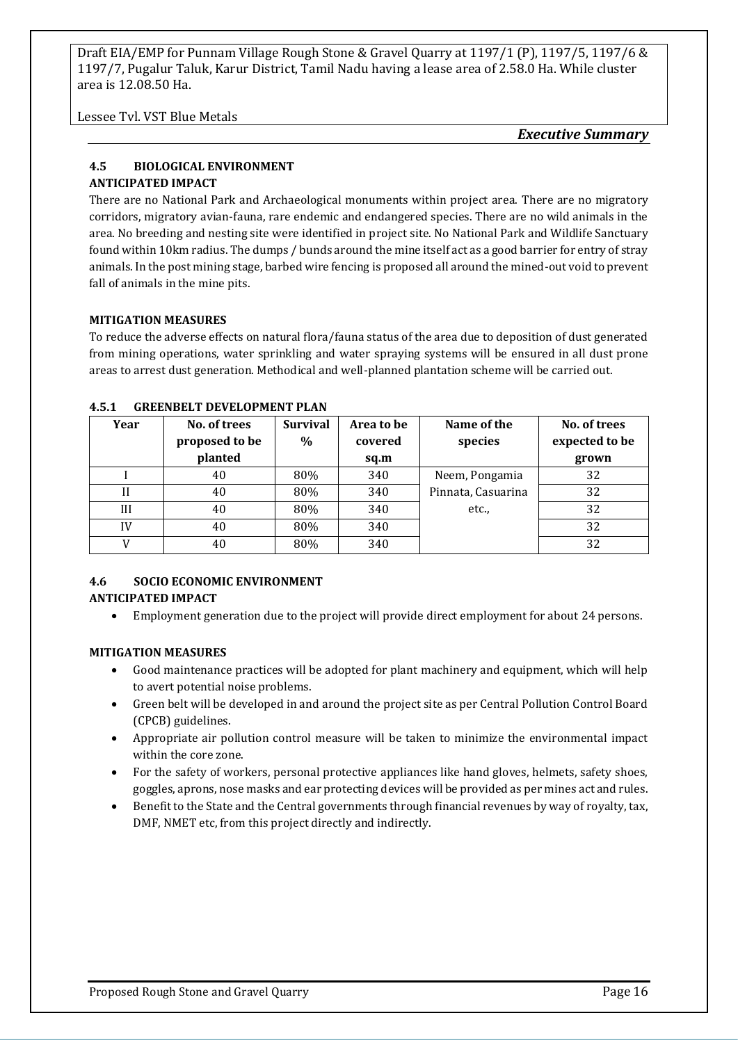#### 4.5 BIOLOGICAL ENVIRONMENT

**ANTICIPATED IMPACT**

There are no National Park and Archaeological monuments within project area. There are no migratory corridors, migratory avian-fauna, rare endemic and endangered species. There are no wild animals in the area. No breeding and nesting site were identified in project site. No National Park and Wildlife Sanctuary found within 10km radius. The dumps / bunds around the mine itself act as a good barrier for entry of stray animals. In the post mining stage, barbed wire fencing is proposed all around the mined-out void to prevent fall of animals in the mine pits.

**MITIGATION MEASURES**

To reduce the adverse effects on natural flora/fauna status of the area due to deposition of dust generated from mining operations, water sprinkling and water spraying systems will be ensured in all dust prone areas to arrest dust generation. Methodical and well-planned plantation scheme will be carried out.

#### 4.5.1 GREENBELT DEVELOPMENT PLAN

| Year | No. of trees proposed to be planted | Survival % | Area to be covered sq.m | Name of the species | No. of trees expected to be grown |
|---|---|---|---|---|---|
| I | 40 | 80% | 340 | Neem, Pongamia Pinnata, Casuarina etc., | 32 |
| II | 40 | 80% | 340 | | 32 |
| III | 40 | 80% | 340 | | 32 |
| IV | 40 | 80% | 340 | | 32 |
| V | 40 | 80% | 340 | | 32 |

#### 4.6 SOCIO ECONOMIC ENVIRONMENT

**ANTICIPATED IMPACT**

- Employment generation due to the project will provide direct employment for about 24 persons.

**MITIGATION MEASURES**

- Good maintenance practices will be adopted for plant machinery and equipment, which will help to avert potential noise problems.
- Green belt will be developed in and around the project site as per Central Pollution Control Board (CPCB) guidelines.
- Appropriate air pollution control measure will be taken to minimize the environmental impact within the core zone.
- For the safety of workers, personal protective appliances like hand gloves, helmets, safety shoes, goggles, aprons, nose masks and ear protecting devices will be provided as per mines act and rules.
- Benefit to the State and the Central governments through financial revenues by way of royalty, tax, DMF, NMET etc, from this project directly and indirectly.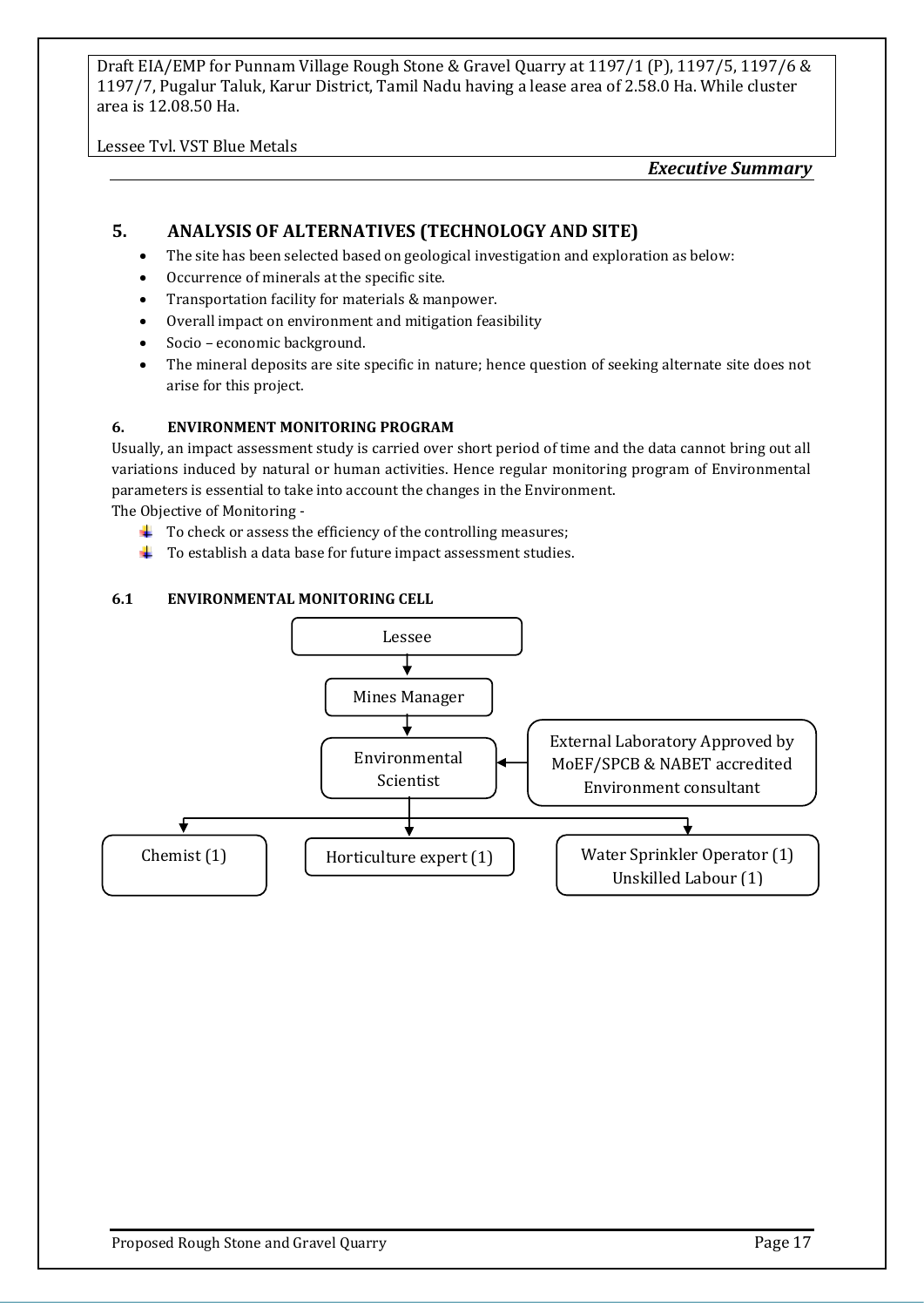## 5. ANALYSIS OF ALTERNATIVES (TECHNOLOGY AND SITE)

- The site has been selected based on geological investigation and exploration as below:
- Occurrence of minerals at the specific site.
- Transportation facility for materials & manpower.
- Overall impact on environment and mitigation feasibility
- Socio – economic background.
- The mineral deposits are site specific in nature; hence question of seeking alternate site does not arise for this project.

### 6. ENVIRONMENT MONITORING PROGRAM

Usually, an impact assessment study is carried over short period of time and the data cannot bring out all variations induced by natural or human activities. Hence regular monitoring program of Environmental parameters is essential to take into account the changes in the Environment.

The Objective of Monitoring -

- To check or assess the efficiency of the controlling measures;
- To establish a data base for future impact assessment studies.

### 6.1 ENVIRONMENTAL MONITORING CELL

Lessee
↓
Mines Manager
↓
Environmental Scientist ← External Laboratory Approved by MoEF/SPCB & NABET accredited Environment consultant
↓
- Chemist (1)
- Horticulture expert (1)
- Water Sprinkler Operator (1), Unskilled Labour (1)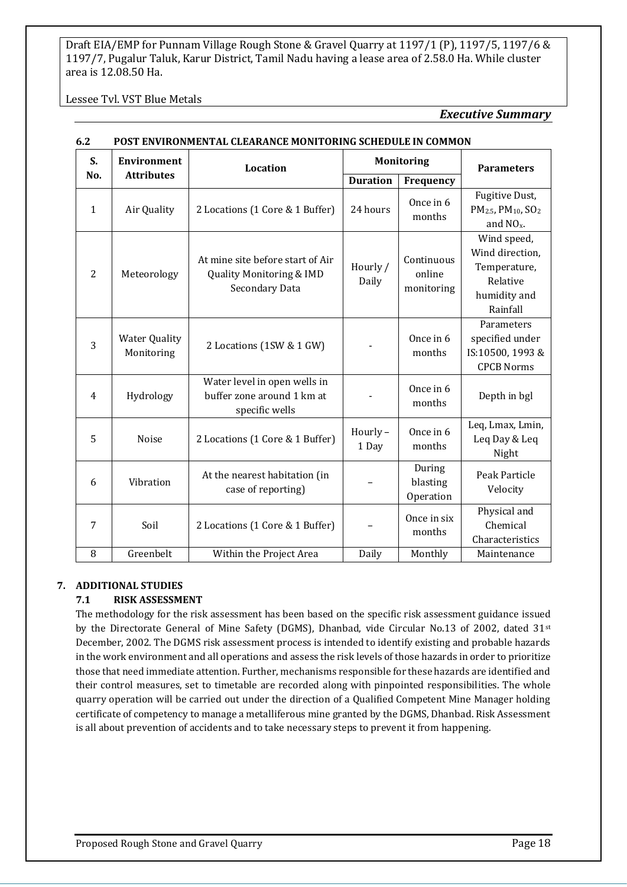### 6.2 POST ENVIRONMENTAL CLEARANCE MONITORING SCHEDULE IN COMMON

| S. No. | Environment Attributes | Location | Monitoring | | Parameters |
|---|---|---|---|---|---|
| | | | Duration | Frequency | |
| 1 | Air Quality | 2 Locations (1 Core & 1 Buffer) | 24 hours | Once in 6 months | Fugitive Dust, $PM_{2.5}$, $PM_{10}$, $SO_2$ and $NO_x$. |
| 2 | Meteorology | At mine site before start of Air Quality Monitoring & IMD Secondary Data | Hourly / Daily | Continuous online monitoring | Wind speed, Wind direction, Temperature, Relative humidity and Rainfall |
| 3 | Water Quality Monitoring | 2 Locations (1SW & 1 GW) | - | Once in 6 months | Parameters specified under IS:10500, 1993 & CPCB Norms |
| 4 | Hydrology | Water level in open wells in buffer zone around 1 km at specific wells | - | Once in 6 months | Depth in bgl |
| 5 | Noise | 2 Locations (1 Core & 1 Buffer) | Hourly – 1 Day | Once in 6 months | Leq, Lmax, Lmin, Leq Day & Leq Night |
| 6 | Vibration | At the nearest habitation (in case of reporting) | – | During blasting Operation | Peak Particle Velocity |
| 7 | Soil | 2 Locations (1 Core & 1 Buffer) | – | Once in six months | Physical and Chemical Characteristics |
| 8 | Greenbelt | Within the Project Area | Daily | Monthly | Maintenance |

## 7. ADDITIONAL STUDIES

### 7.1 RISK ASSESSMENT

The methodology for the risk assessment has been based on the specific risk assessment guidance issued by the Directorate General of Mine Safety (DGMS), Dhanbad, vide Circular No.13 of 2002, dated 31st December, 2002. The DGMS risk assessment process is intended to identify existing and probable hazards in the work environment and all operations and assess the risk levels of those hazards in order to prioritize those that need immediate attention. Further, mechanisms responsible for these hazards are identified and their control measures, set to timetable are recorded along with pinpointed responsibilities. The whole quarry operation will be carried out under the direction of a Qualified Competent Mine Manager holding certificate of competency to manage a metalliferous mine granted by the DGMS, Dhanbad. Risk Assessment is all about prevention of accidents and to take necessary steps to prevent it from happening.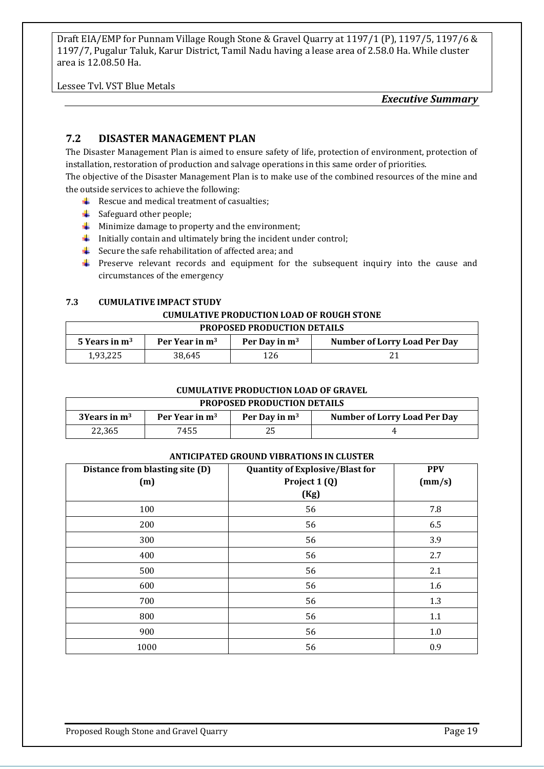## 7.2 DISASTER MANAGEMENT PLAN

The Disaster Management Plan is aimed to ensure safety of life, protection of environment, protection of installation, restoration of production and salvage operations in this same order of priorities.

The objective of the Disaster Management Plan is to make use of the combined resources of the mine and the outside services to achieve the following:

- Rescue and medical treatment of casualties;
- Safeguard other people;
- Minimize damage to property and the environment;
- Initially contain and ultimately bring the incident under control;
- Secure the safe rehabilitation of affected area; and
- Preserve relevant records and equipment for the subsequent inquiry into the cause and circumstances of the emergency

### 7.3 CUMULATIVE IMPACT STUDY

**CUMULATIVE PRODUCTION LOAD OF ROUGH STONE**

| PROPOSED PRODUCTION DETAILS | | | |
|---|---|---|---|
| **5 Years in $m^3$** | **Per Year in $m^3$** | **Per Day in $m^3$** | **Number of Lorry Load Per Day** |
| 1,93,225 | 38,645 | 126 | 21 |

**CUMULATIVE PRODUCTION LOAD OF GRAVEL**

| PROPOSED PRODUCTION DETAILS | | | |
|---|---|---|---|
| **3Years in $m^3$** | **Per Year in $m^3$** | **Per Day in $m^3$** | **Number of Lorry Load Per Day** |
| 22,365 | 7455 | 25 | 4 |

**ANTICIPATED GROUND VIBRATIONS IN CLUSTER**

| Distance from blasting site (D) (m) | Quantity of Explosive/Blast for Project 1 (Q) (Kg) | PPV (mm/s) |
|---|---|---|
| 100 | 56 | 7.8 |
| 200 | 56 | 6.5 |
| 300 | 56 | 3.9 |
| 400 | 56 | 2.7 |
| 500 | 56 | 2.1 |
| 600 | 56 | 1.6 |
| 700 | 56 | 1.3 |
| 800 | 56 | 1.1 |
| 900 | 56 | 1.0 |
| 1000 | 56 | 0.9 |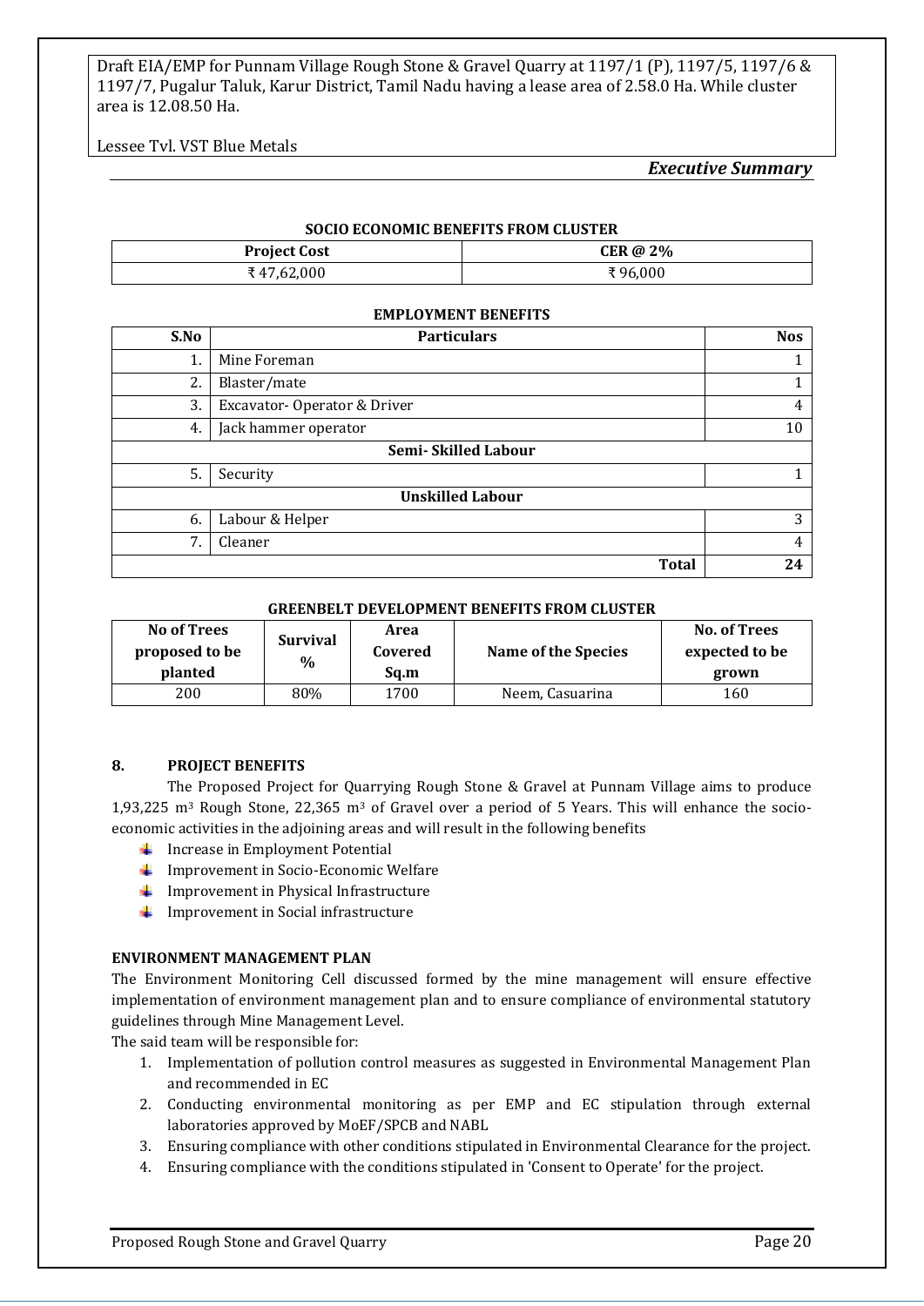#### SOCIO ECONOMIC BENEFITS FROM CLUSTER

| Project Cost | CER @ 2% |
|---|---|
| ₹ 47,62,000 | ₹ 96,000 |

#### EMPLOYMENT BENEFITS

| S.No | Particulars | Nos |
|---|---|---|
| 1. | Mine Foreman | 1 |
| 2. | Blaster/mate | 1 |
| 3. | Excavator- Operator & Driver | 4 |
| 4. | Jack hammer operator | 10 |
| | **Semi- Skilled Labour** | |
| 5. | Security | 1 |
| | **Unskilled Labour** | |
| 6. | Labour & Helper | 3 |
| 7. | Cleaner | 4 |
| | **Total** | **24** |

#### GREENBELT DEVELOPMENT BENEFITS FROM CLUSTER

| No of Trees proposed to be planted | Survival % | Area Covered Sq.m | Name of the Species | No. of Trees expected to be grown |
|---|---|---|---|---|
| 200 | 80% | 1700 | Neem, Casuarina | 160 |

### 8. PROJECT BENEFITS

The Proposed Project for Quarrying Rough Stone & Gravel at Punnam Village aims to produce 1,93,225 $m^3$ Rough Stone, 22,365 $m^3$ of Gravel over a period of 5 Years. This will enhance the socio-economic activities in the adjoining areas and will result in the following benefits

- Increase in Employment Potential
- Improvement in Socio-Economic Welfare
- Improvement in Physical Infrastructure
- Improvement in Social infrastructure

### ENVIRONMENT MANAGEMENT PLAN

The Environment Monitoring Cell discussed formed by the mine management will ensure effective implementation of environment management plan and to ensure compliance of environmental statutory guidelines through Mine Management Level.

The said team will be responsible for:

1. Implementation of pollution control measures as suggested in Environmental Management Plan and recommended in EC
2. Conducting environmental monitoring as per EMP and EC stipulation through external laboratories approved by MoEF/SPCB and NABL
3. Ensuring compliance with other conditions stipulated in Environmental Clearance for the project.
4. Ensuring compliance with the conditions stipulated in 'Consent to Operate' for the project.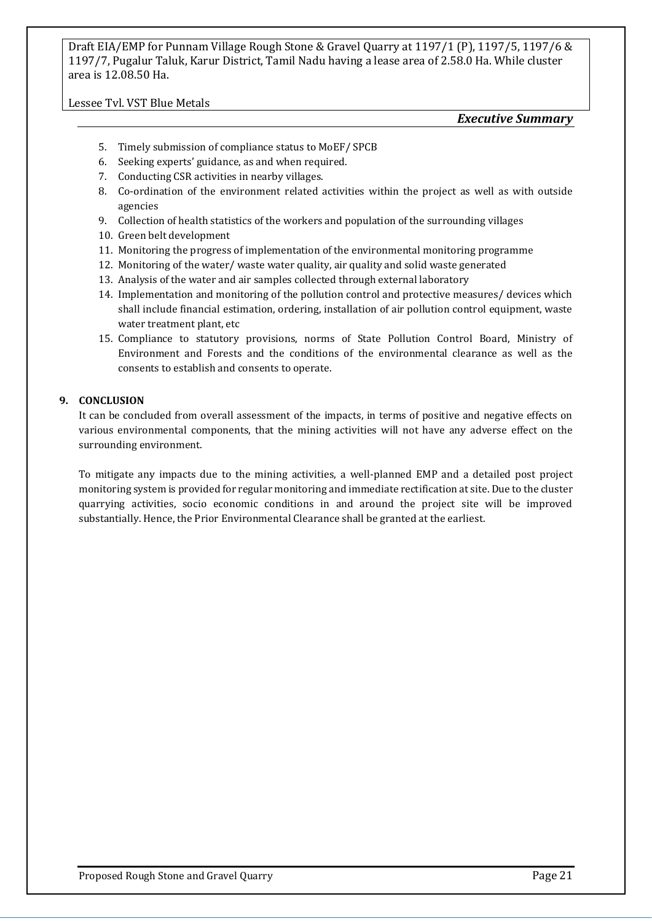5. Timely submission of compliance status to MoEF/ SPCB
6. Seeking experts' guidance, as and when required.
7. Conducting CSR activities in nearby villages.
8. Co-ordination of the environment related activities within the project as well as with outside agencies
9. Collection of health statistics of the workers and population of the surrounding villages
10. Green belt development
11. Monitoring the progress of implementation of the environmental monitoring programme
12. Monitoring of the water/ waste water quality, air quality and solid waste generated
13. Analysis of the water and air samples collected through external laboratory
14. Implementation and monitoring of the pollution control and protective measures/ devices which shall include financial estimation, ordering, installation of air pollution control equipment, waste water treatment plant, etc
15. Compliance to statutory provisions, norms of State Pollution Control Board, Ministry of Environment and Forests and the conditions of the environmental clearance as well as the consents to establish and consents to operate.

## 9. CONCLUSION

It can be concluded from overall assessment of the impacts, in terms of positive and negative effects on various environmental components, that the mining activities will not have any adverse effect on the surrounding environment.

To mitigate any impacts due to the mining activities, a well-planned EMP and a detailed post project monitoring system is provided for regular monitoring and immediate rectification at site. Due to the cluster quarrying activities, socio economic conditions in and around the project site will be improved substantially. Hence, the Prior Environmental Clearance shall be granted at the earliest.